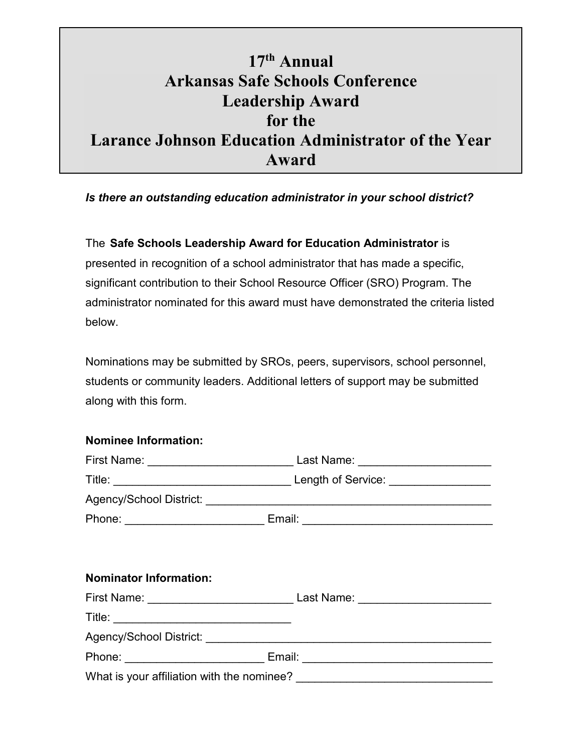# 17th Annual
# Arkansas Safe Schools Conference
# Leadership Award
# for the
# Larance Johnson Education Administrator of the Year Award

***Is there an outstanding education administrator in your school district?***

The **Safe Schools Leadership Award for Education Administrator** is presented in recognition of a school administrator that has made a specific, significant contribution to their School Resource Officer (SRO) Program. The administrator nominated for this award must have demonstrated the criteria listed below.

Nominations may be submitted by SROs, peers, supervisors, school personnel, students or community leaders. Additional letters of support may be submitted along with this form.

**Nominee Information:**

First Name: _______________________ Last Name: ____________________

Title: ____________________________ Length of Service: _______________

Agency/School District: ______________________________________________

Phone: ______________________ Email: ______________________________

**Nominator Information:**

First Name: _______________________ Last Name: ____________________

Title: ____________________________

Agency/School District: ______________________________________________

Phone: ______________________ Email: ______________________________

What is your affiliation with the nominee? _______________________________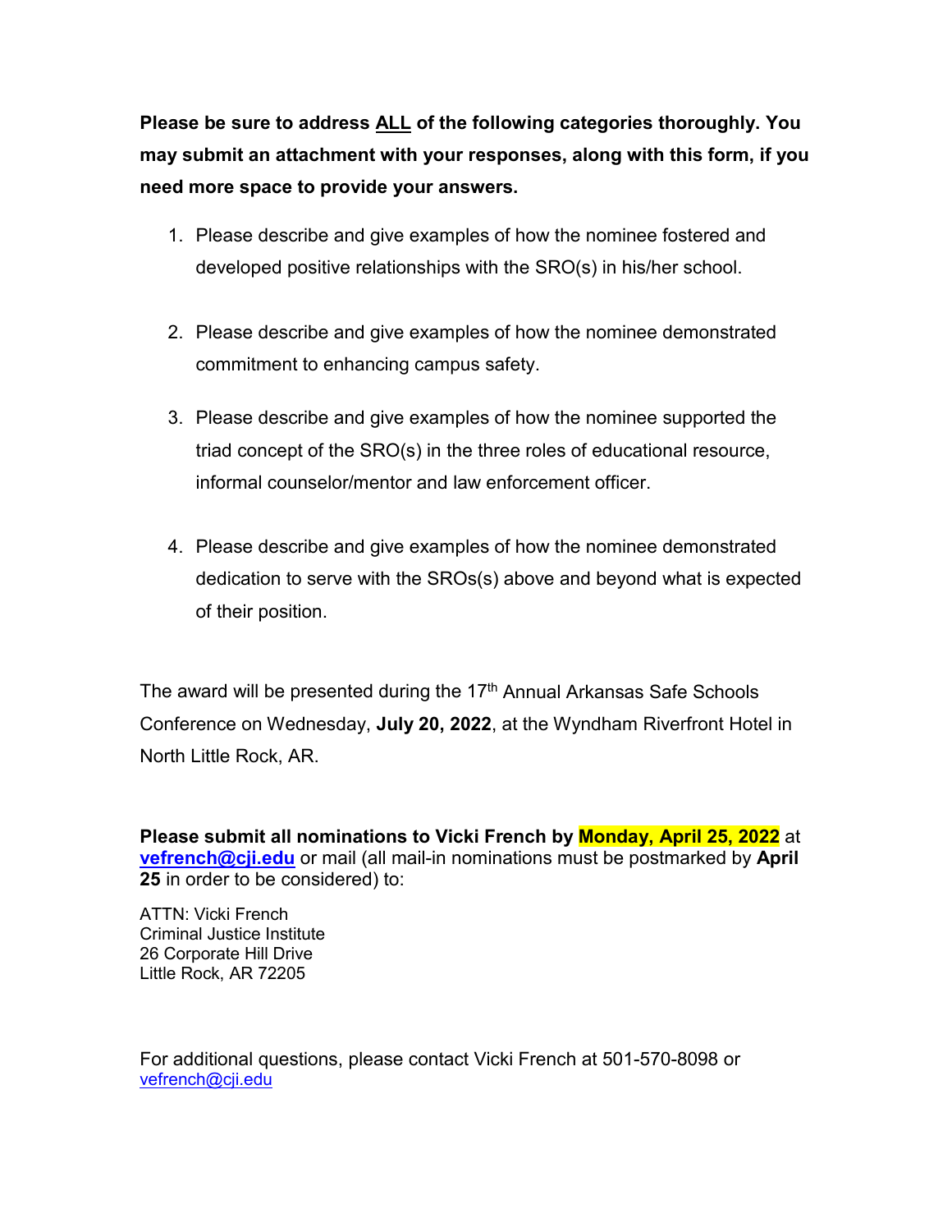**Please be sure to address ALL of the following categories thoroughly. You may submit an attachment with your responses, along with this form, if you need more space to provide your answers.**

1. Please describe and give examples of how the nominee fostered and developed positive relationships with the SRO(s) in his/her school.

2. Please describe and give examples of how the nominee demonstrated commitment to enhancing campus safety.

3. Please describe and give examples of how the nominee supported the triad concept of the SRO(s) in the three roles of educational resource, informal counselor/mentor and law enforcement officer.

4. Please describe and give examples of how the nominee demonstrated dedication to serve with the SROs(s) above and beyond what is expected of their position.

The award will be presented during the 17th Annual Arkansas Safe Schools Conference on Wednesday, **July 20, 2022**, at the Wyndham Riverfront Hotel in North Little Rock, AR.

**Please submit all nominations to Vicki French by Monday, April 25, 2022** at **vefrench@cji.edu** or mail (all mail-in nominations must be postmarked by **April 25** in order to be considered) to:

ATTN: Vicki French
Criminal Justice Institute
26 Corporate Hill Drive
Little Rock, AR 72205

For additional questions, please contact Vicki French at 501-570-8098 or vefrench@cji.edu